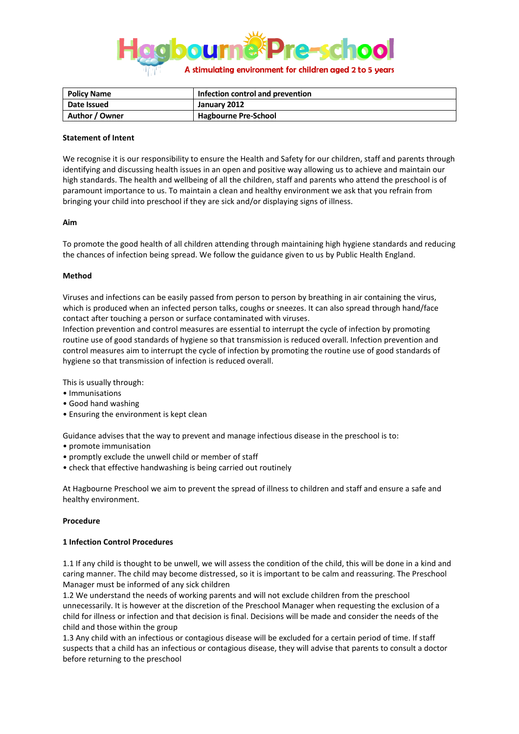# Hagbourne Pre-school

A stimulating environment for children aged 2 to 5 years

| Policy Name | Infection control and prevention |
|---|---|
| Date Issued | January 2012 |
| Author / Owner | Hagbourne Pre-School |

**Statement of Intent**

We recognise it is our responsibility to ensure the Health and Safety for our children, staff and parents through identifying and discussing health issues in an open and positive way allowing us to achieve and maintain our high standards. The health and wellbeing of all the children, staff and parents who attend the preschool is of paramount importance to us. To maintain a clean and healthy environment we ask that you refrain from bringing your child into preschool if they are sick and/or displaying signs of illness.

**Aim**

To promote the good health of all children attending through maintaining high hygiene standards and reducing the chances of infection being spread. We follow the guidance given to us by Public Health England.

**Method**

Viruses and infections can be easily passed from person to person by breathing in air containing the virus, which is produced when an infected person talks, coughs or sneezes. It can also spread through hand/face contact after touching a person or surface contaminated with viruses.
Infection prevention and control measures are essential to interrupt the cycle of infection by promoting routine use of good standards of hygiene so that transmission is reduced overall. Infection prevention and control measures aim to interrupt the cycle of infection by promoting the routine use of good standards of hygiene so that transmission of infection is reduced overall.

This is usually through:

- Immunisations
- Good hand washing
- Ensuring the environment is kept clean

Guidance advises that the way to prevent and manage infectious disease in the preschool is to:

- promote immunisation
- promptly exclude the unwell child or member of staff
- check that effective handwashing is being carried out routinely

At Hagbourne Preschool we aim to prevent the spread of illness to children and staff and ensure a safe and healthy environment.

**Procedure**

**1 Infection Control Procedures**

1.1 If any child is thought to be unwell, we will assess the condition of the child, this will be done in a kind and caring manner. The child may become distressed, so it is important to be calm and reassuring. The Preschool Manager must be informed of any sick children
1.2 We understand the needs of working parents and will not exclude children from the preschool unnecessarily. It is however at the discretion of the Preschool Manager when requesting the exclusion of a child for illness or infection and that decision is final. Decisions will be made and consider the needs of the child and those within the group
1.3 Any child with an infectious or contagious disease will be excluded for a certain period of time. If staff suspects that a child has an infectious or contagious disease, they will advise that parents to consult a doctor before returning to the preschool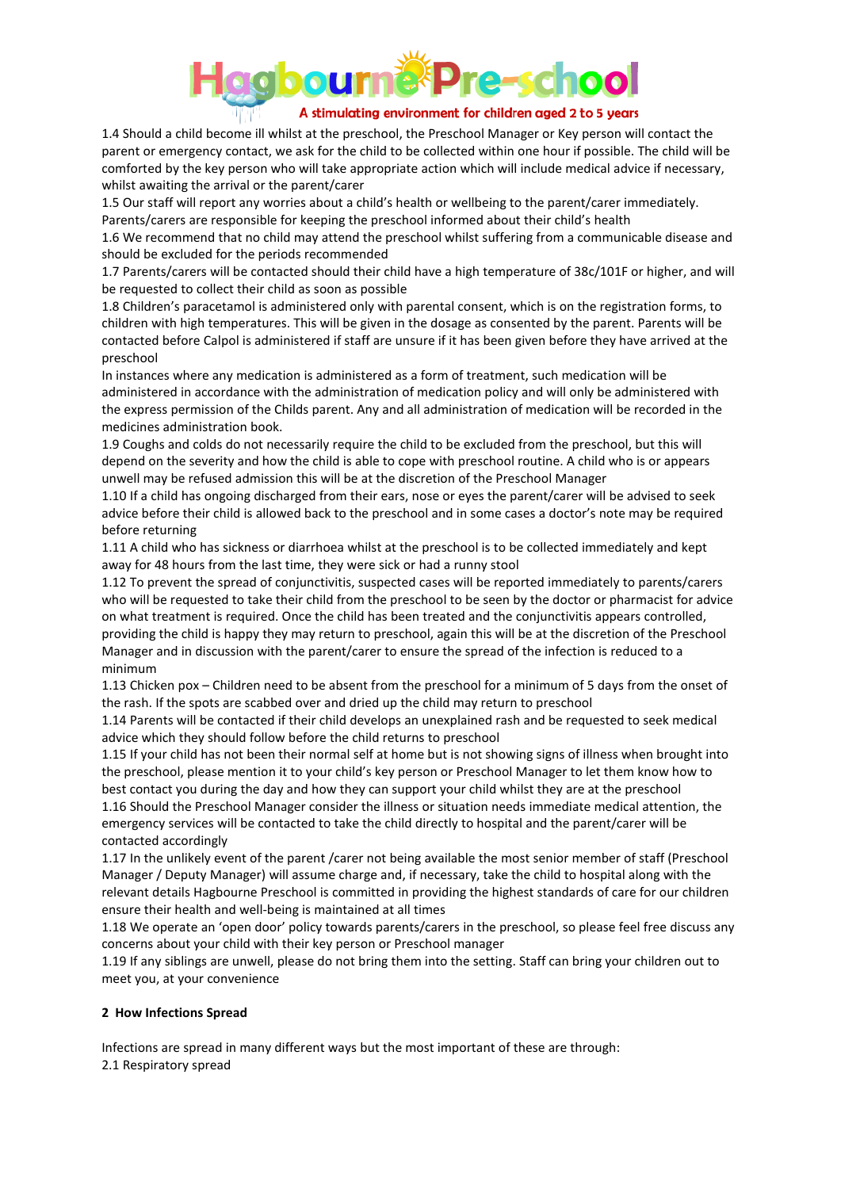1.4 Should a child become ill whilst at the preschool, the Preschool Manager or Key person will contact the parent or emergency contact, we ask for the child to be collected within one hour if possible. The child will be comforted by the key person who will take appropriate action which will include medical advice if necessary, whilst awaiting the arrival or the parent/carer

1.5 Our staff will report any worries about a child's health or wellbeing to the parent/carer immediately. Parents/carers are responsible for keeping the preschool informed about their child's health

1.6 We recommend that no child may attend the preschool whilst suffering from a communicable disease and should be excluded for the periods recommended

1.7 Parents/carers will be contacted should their child have a high temperature of 38c/101F or higher, and will be requested to collect their child as soon as possible

1.8 Children's paracetamol is administered only with parental consent, which is on the registration forms, to children with high temperatures. This will be given in the dosage as consented by the parent. Parents will be contacted before Calpol is administered if staff are unsure if it has been given before they have arrived at the preschool

In instances where any medication is administered as a form of treatment, such medication will be administered in accordance with the administration of medication policy and will only be administered with the express permission of the Childs parent. Any and all administration of medication will be recorded in the medicines administration book.

1.9 Coughs and colds do not necessarily require the child to be excluded from the preschool, but this will depend on the severity and how the child is able to cope with preschool routine. A child who is or appears unwell may be refused admission this will be at the discretion of the Preschool Manager

1.10 If a child has ongoing discharged from their ears, nose or eyes the parent/carer will be advised to seek advice before their child is allowed back to the preschool and in some cases a doctor's note may be required before returning

1.11 A child who has sickness or diarrhoea whilst at the preschool is to be collected immediately and kept away for 48 hours from the last time, they were sick or had a runny stool

1.12 To prevent the spread of conjunctivitis, suspected cases will be reported immediately to parents/carers who will be requested to take their child from the preschool to be seen by the doctor or pharmacist for advice on what treatment is required. Once the child has been treated and the conjunctivitis appears controlled, providing the child is happy they may return to preschool, again this will be at the discretion of the Preschool Manager and in discussion with the parent/carer to ensure the spread of the infection is reduced to a minimum

1.13 Chicken pox – Children need to be absent from the preschool for a minimum of 5 days from the onset of the rash. If the spots are scabbed over and dried up the child may return to preschool

1.14 Parents will be contacted if their child develops an unexplained rash and be requested to seek medical advice which they should follow before the child returns to preschool

1.15 If your child has not been their normal self at home but is not showing signs of illness when brought into the preschool, please mention it to your child's key person or Preschool Manager to let them know how to best contact you during the day and how they can support your child whilst they are at the preschool

1.16 Should the Preschool Manager consider the illness or situation needs immediate medical attention, the emergency services will be contacted to take the child directly to hospital and the parent/carer will be contacted accordingly

1.17 In the unlikely event of the parent /carer not being available the most senior member of staff (Preschool Manager / Deputy Manager) will assume charge and, if necessary, take the child to hospital along with the relevant details Hagbourne Preschool is committed in providing the highest standards of care for our children ensure their health and well-being is maintained at all times

1.18 We operate an 'open door' policy towards parents/carers in the preschool, so please feel free discuss any concerns about your child with their key person or Preschool manager

1.19 If any siblings are unwell, please do not bring them into the setting. Staff can bring your children out to meet you, at your convenience

## 2 How Infections Spread

Infections are spread in many different ways but the most important of these are through:

2.1 Respiratory spread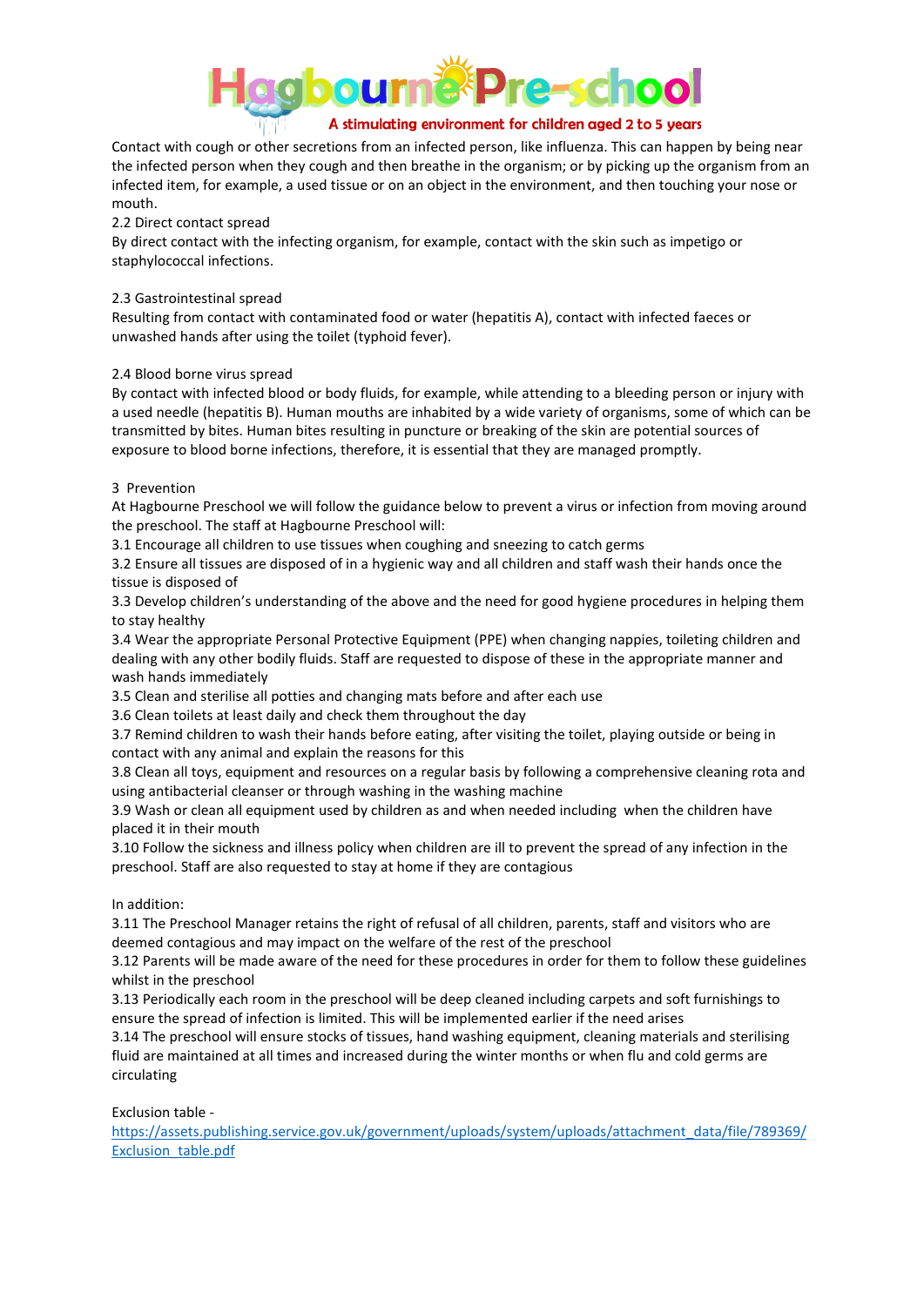Contact with cough or other secretions from an infected person, like influenza. This can happen by being near the infected person when they cough and then breathe in the organism; or by picking up the organism from an infected item, for example, a used tissue or on an object in the environment, and then touching your nose or mouth.

### 2.2 Direct contact spread

By direct contact with the infecting organism, for example, contact with the skin such as impetigo or staphylococcal infections.

### 2.3 Gastrointestinal spread

Resulting from contact with contaminated food or water (hepatitis A), contact with infected faeces or unwashed hands after using the toilet (typhoid fever).

### 2.4 Blood borne virus spread

By contact with infected blood or body fluids, for example, while attending to a bleeding person or injury with a used needle (hepatitis B). Human mouths are inhabited by a wide variety of organisms, some of which can be transmitted by bites. Human bites resulting in puncture or breaking of the skin are potential sources of exposure to blood borne infections, therefore, it is essential that they are managed promptly.

## 3 Prevention

At Hagbourne Preschool we will follow the guidance below to prevent a virus or infection from moving around the preschool. The staff at Hagbourne Preschool will:

3.1 Encourage all children to use tissues when coughing and sneezing to catch germs

3.2 Ensure all tissues are disposed of in a hygienic way and all children and staff wash their hands once the tissue is disposed of

3.3 Develop children's understanding of the above and the need for good hygiene procedures in helping them to stay healthy

3.4 Wear the appropriate Personal Protective Equipment (PPE) when changing nappies, toileting children and dealing with any other bodily fluids. Staff are requested to dispose of these in the appropriate manner and wash hands immediately

3.5 Clean and sterilise all potties and changing mats before and after each use

3.6 Clean toilets at least daily and check them throughout the day

3.7 Remind children to wash their hands before eating, after visiting the toilet, playing outside or being in contact with any animal and explain the reasons for this

3.8 Clean all toys, equipment and resources on a regular basis by following a comprehensive cleaning rota and using antibacterial cleanser or through washing in the washing machine

3.9 Wash or clean all equipment used by children as and when needed including when the children have placed it in their mouth

3.10 Follow the sickness and illness policy when children are ill to prevent the spread of any infection in the preschool. Staff are also requested to stay at home if they are contagious

In addition:

3.11 The Preschool Manager retains the right of refusal of all children, parents, staff and visitors who are deemed contagious and may impact on the welfare of the rest of the preschool

3.12 Parents will be made aware of the need for these procedures in order for them to follow these guidelines whilst in the preschool

3.13 Periodically each room in the preschool will be deep cleaned including carpets and soft furnishings to ensure the spread of infection is limited. This will be implemented earlier if the need arises

3.14 The preschool will ensure stocks of tissues, hand washing equipment, cleaning materials and sterilising fluid are maintained at all times and increased during the winter months or when flu and cold germs are circulating

Exclusion table - 
https://assets.publishing.service.gov.uk/government/uploads/system/uploads/attachment_data/file/789369/Exclusion_table.pdf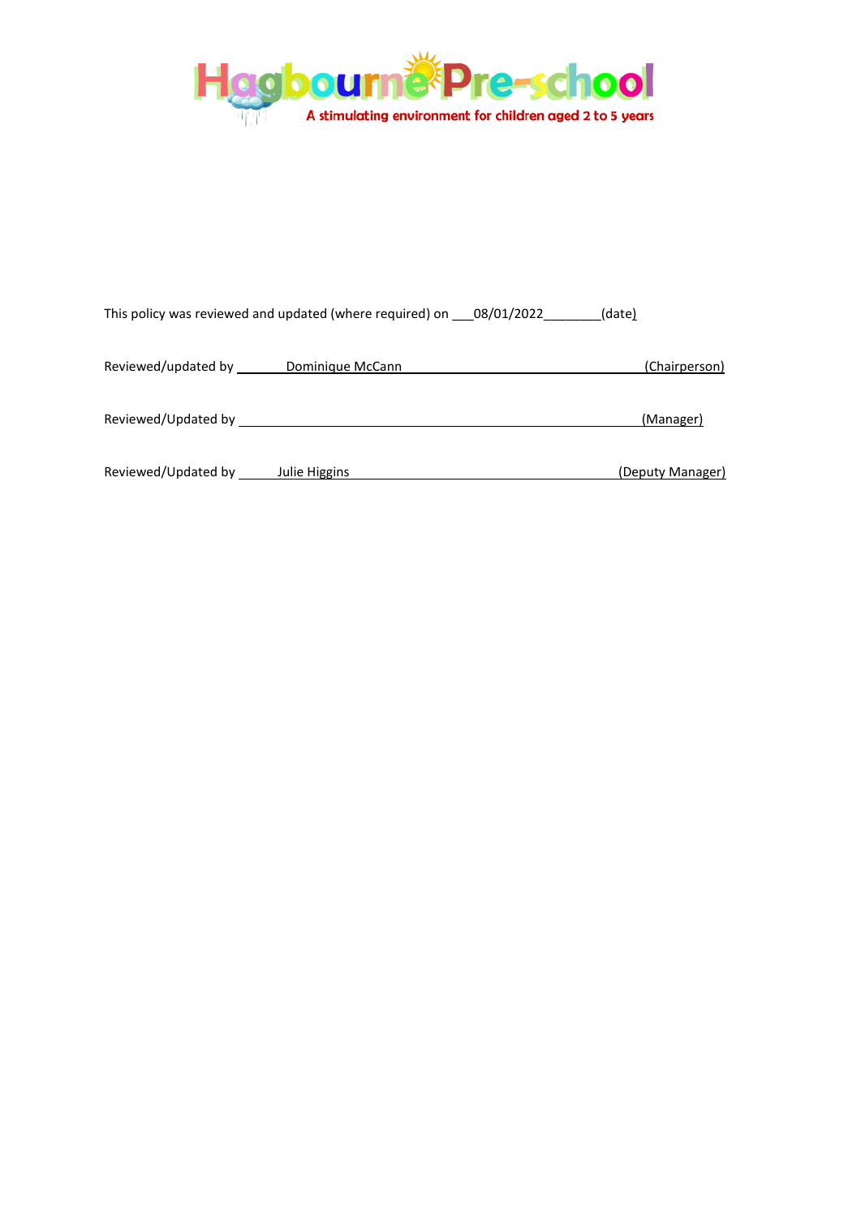# Hagbourne Pre-school

A stimulating environment for children aged 2 to 5 years

This policy was reviewed and updated (where required) on ___08/01/2022________(date)

Reviewed/updated by Dominique McCann (Chairperson)

Reviewed/Updated by (Manager)

Reviewed/Updated by Julie Higgins (Deputy Manager)